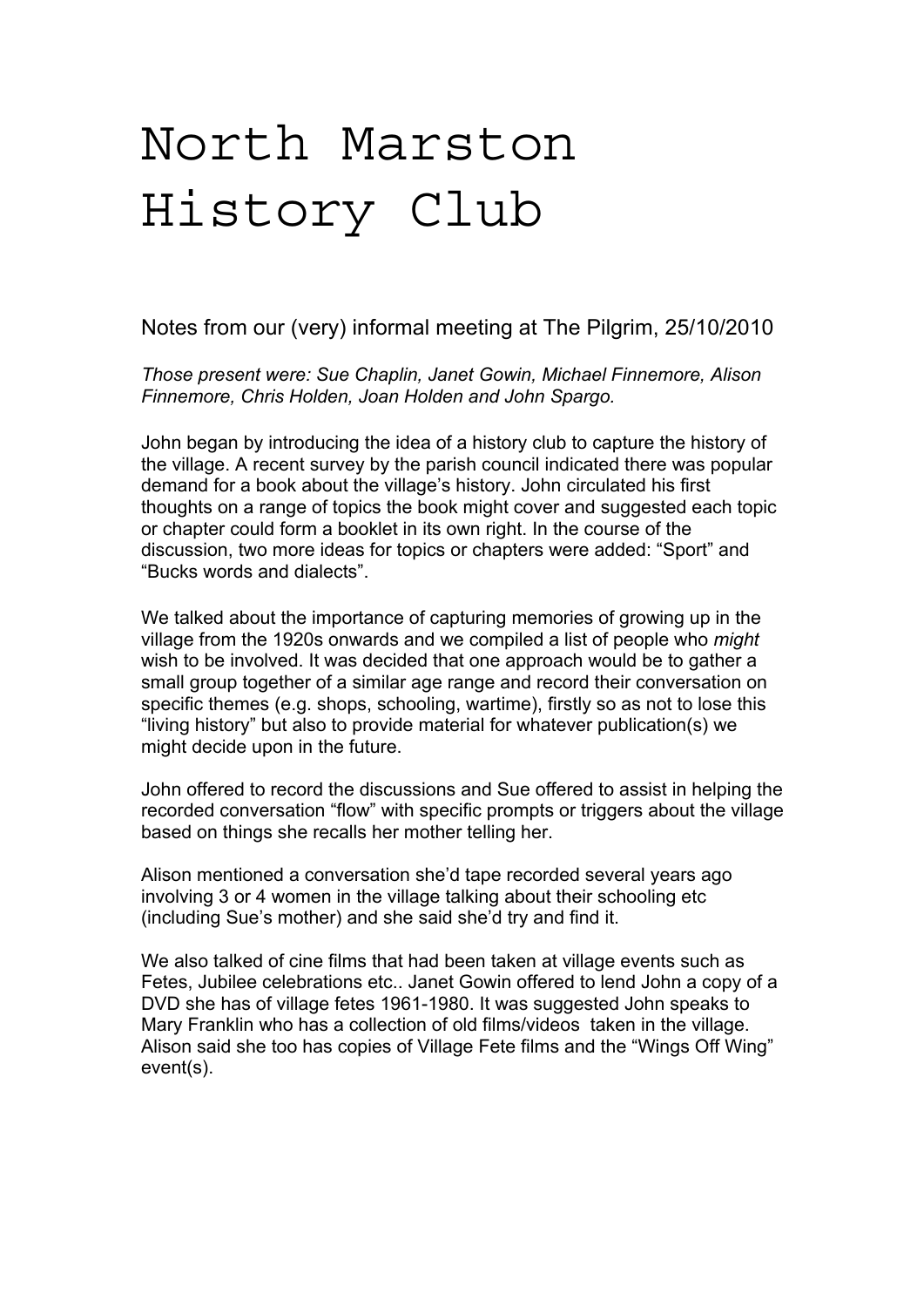# North Marston History Club

Notes from our (very) informal meeting at The Pilgrim, 25/10/2010

*Those present were: Sue Chaplin, Janet Gowin, Michael Finnemore, Alison Finnemore, Chris Holden, Joan Holden and John Spargo.*

John began by introducing the idea of a history club to capture the history of the village. A recent survey by the parish council indicated there was popular demand for a book about the village's history. John circulated his first thoughts on a range of topics the book might cover and suggested each topic or chapter could form a booklet in its own right. In the course of the discussion, two more ideas for topics or chapters were added: "Sport" and "Bucks words and dialects".

We talked about the importance of capturing memories of growing up in the village from the 1920s onwards and we compiled a list of people who *might* wish to be involved. It was decided that one approach would be to gather a small group together of a similar age range and record their conversation on specific themes (e.g. shops, schooling, wartime), firstly so as not to lose this "living history" but also to provide material for whatever publication(s) we might decide upon in the future.

John offered to record the discussions and Sue offered to assist in helping the recorded conversation "flow" with specific prompts or triggers about the village based on things she recalls her mother telling her.

Alison mentioned a conversation she'd tape recorded several years ago involving 3 or 4 women in the village talking about their schooling etc (including Sue's mother) and she said she'd try and find it.

We also talked of cine films that had been taken at village events such as Fetes, Jubilee celebrations etc.. Janet Gowin offered to lend John a copy of a DVD she has of village fetes 1961-1980. It was suggested John speaks to Mary Franklin who has a collection of old films/videos taken in the village. Alison said she too has copies of Village Fete films and the "Wings Off Wing" event(s).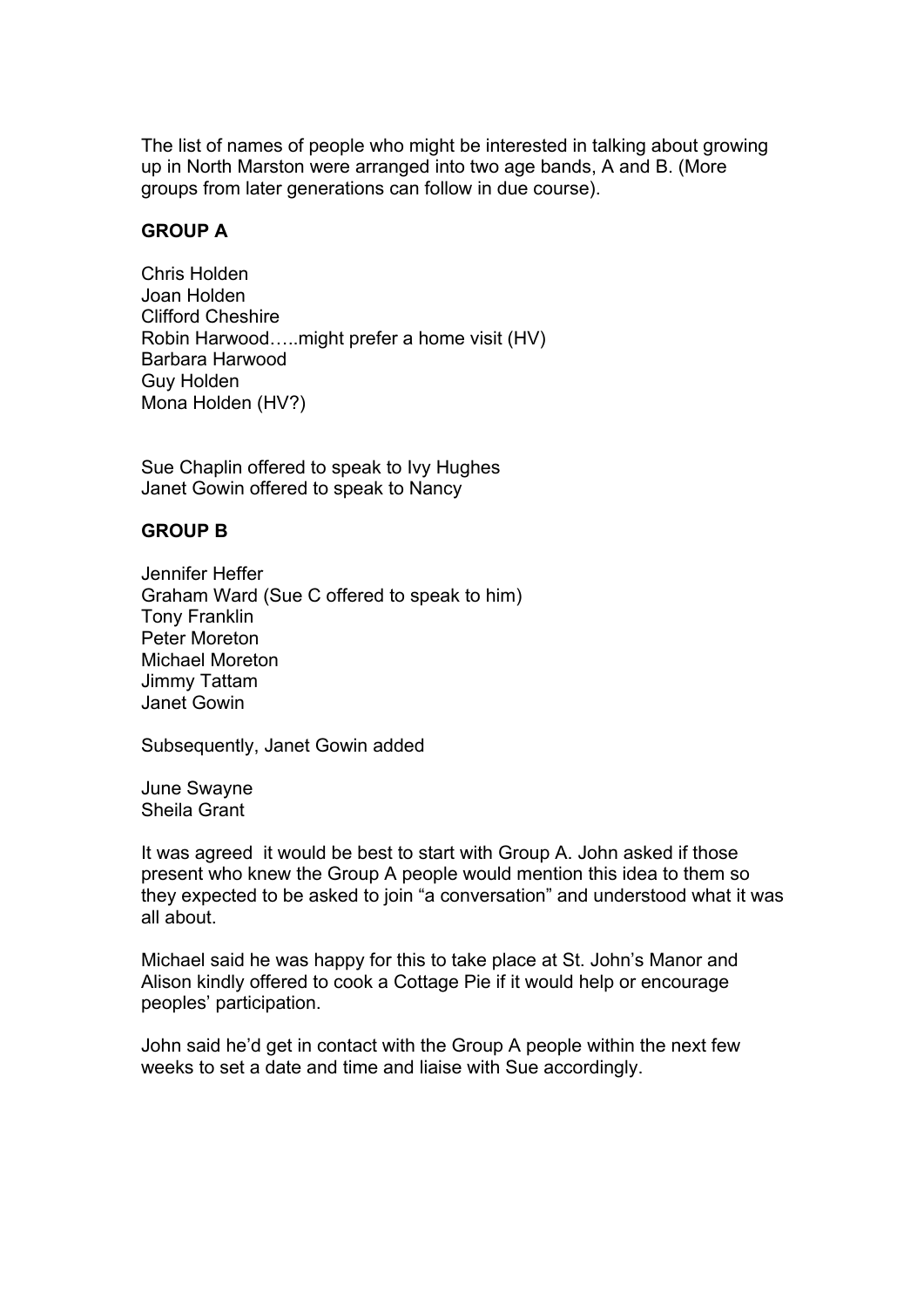The list of names of people who might be interested in talking about growing up in North Marston were arranged into two age bands, A and B. (More groups from later generations can follow in due course).

**GROUP A**

Chris Holden
Joan Holden
Clifford Cheshire
Robin Harwood…..might prefer a home visit (HV)
Barbara Harwood
Guy Holden
Mona Holden (HV?)

Sue Chaplin offered to speak to Ivy Hughes
Janet Gowin offered to speak to Nancy

**GROUP B**

Jennifer Heffer
Graham Ward (Sue C offered to speak to him)
Tony Franklin
Peter Moreton
Michael Moreton
Jimmy Tattam
Janet Gowin

Subsequently, Janet Gowin added

June Swayne
Sheila Grant

It was agreed it would be best to start with Group A. John asked if those present who knew the Group A people would mention this idea to them so they expected to be asked to join "a conversation" and understood what it was all about.

Michael said he was happy for this to take place at St. John's Manor and Alison kindly offered to cook a Cottage Pie if it would help or encourage peoples' participation.

John said he'd get in contact with the Group A people within the next few weeks to set a date and time and liaise with Sue accordingly.